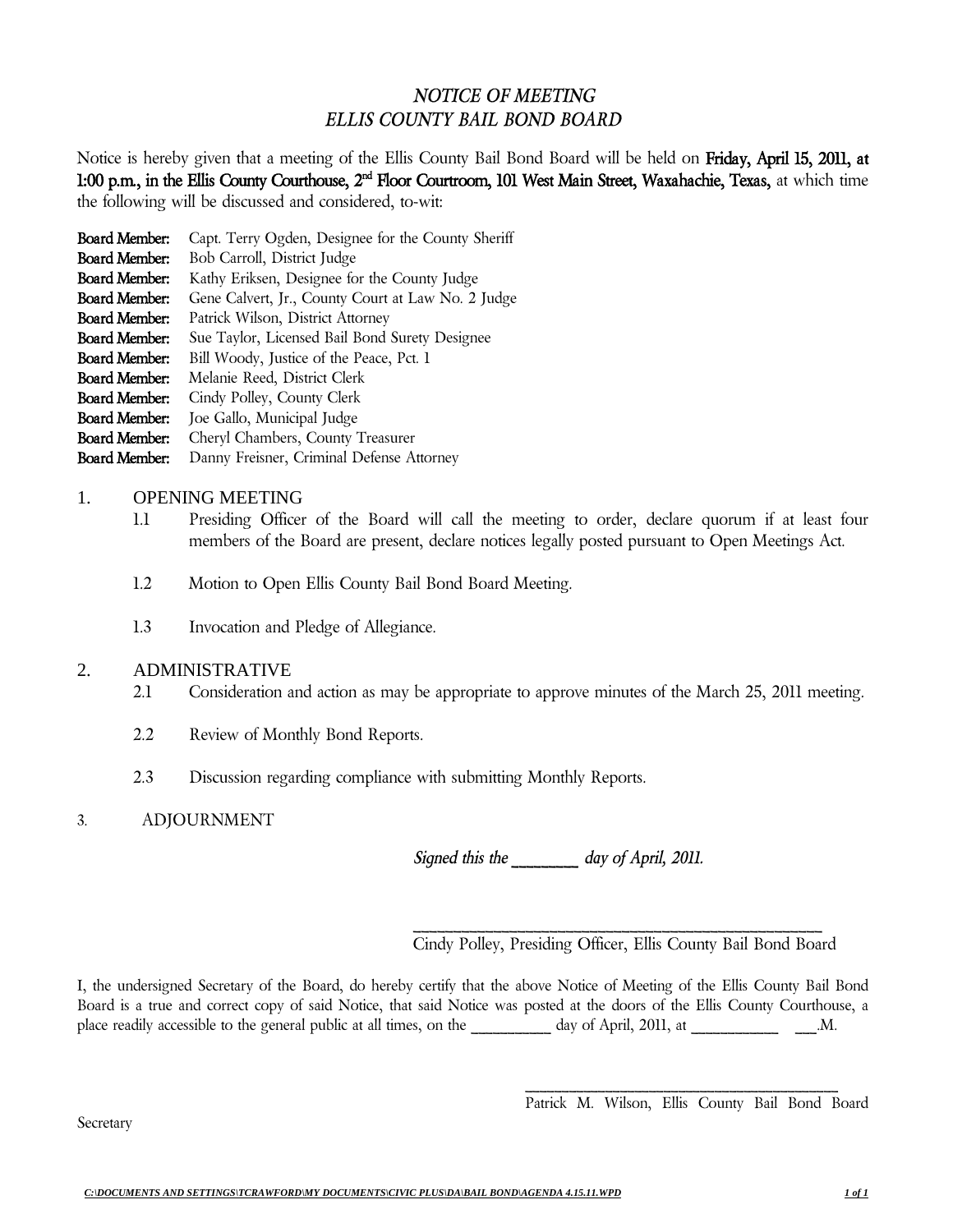# *NOTICE OF MEETING*
# *ELLIS COUNTY BAIL BOND BOARD*

Notice is hereby given that a meeting of the Ellis County Bail Bond Board will be held on **Friday, April 15, 2011, at 1:00 p.m., in the Ellis County Courthouse, 2nd Floor Courtroom, 101 West Main Street, Waxahachie, Texas,** at which time the following will be discussed and considered, to-wit:

**Board Member:** Capt. Terry Ogden, Designee for the County Sheriff
**Board Member:** Bob Carroll, District Judge
**Board Member:** Kathy Eriksen, Designee for the County Judge
**Board Member:** Gene Calvert, Jr., County Court at Law No. 2 Judge
**Board Member:** Patrick Wilson, District Attorney
**Board Member:** Sue Taylor, Licensed Bail Bond Surety Designee
**Board Member:** Bill Woody, Justice of the Peace, Pct. 1
**Board Member:** Melanie Reed, District Clerk
**Board Member:** Cindy Polley, County Clerk
**Board Member:** Joe Gallo, Municipal Judge
**Board Member:** Cheryl Chambers, County Treasurer
**Board Member:** Danny Freisner, Criminal Defense Attorney

1. OPENING MEETING
   - 1.1 Presiding Officer of the Board will call the meeting to order, declare quorum if at least four members of the Board are present, declare notices legally posted pursuant to Open Meetings Act.
   - 1.2 Motion to Open Ellis County Bail Bond Board Meeting.
   - 1.3 Invocation and Pledge of Allegiance.

2. ADMINISTRATIVE
   - 2.1 Consideration and action as may be appropriate to approve minutes of the March 25, 2011 meeting.
   - 2.2 Review of Monthly Bond Reports.
   - 2.3 Discussion regarding compliance with submitting Monthly Reports.

3. ADJOURNMENT

*Signed this the \_\_\_\_\_\_\_\_ day of April, 2011.*

\_\_\_\_\_\_\_\_\_\_\_\_\_\_\_\_\_\_\_\_\_\_\_\_\_\_\_\_\_\_\_\_\_\_\_\_\_\_\_\_\_\_\_\_\_\_
Cindy Polley, Presiding Officer, Ellis County Bail Bond Board

I, the undersigned Secretary of the Board, do hereby certify that the above Notice of Meeting of the Ellis County Bail Bond Board is a true and correct copy of said Notice, that said Notice was posted at the doors of the Ellis County Courthouse, a place readily accessible to the general public at all times, on the \_\_\_\_\_\_\_\_\_\_ day of April, 2011, at \_\_\_\_\_\_\_\_\_\_\_ \_\_\_.M.

\_\_\_\_\_\_\_\_\_\_\_\_\_\_\_\_\_\_\_\_\_\_\_\_\_\_\_\_\_\_\_\_\_\_\_\_\_\_\_\_
Patrick M. Wilson, Ellis County Bail Bond Board Secretary

*C:\DOCUMENTS AND SETTINGS\TCRAWFORD\MY DOCUMENTS\CIVIC PLUS\DA\BAIL BOND\AGENDA 4.15.11.WPD*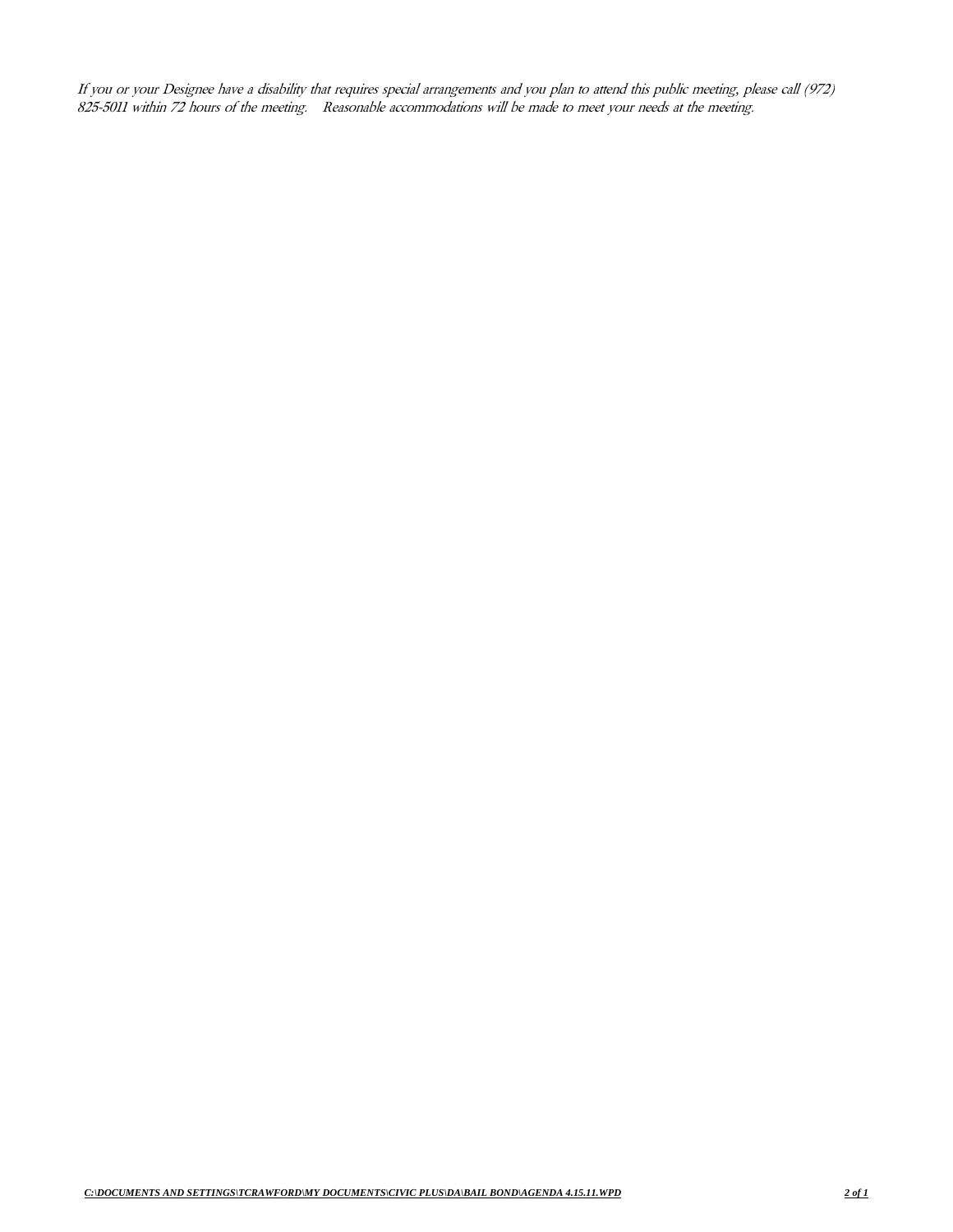*If you or your Designee have a disability that requires special arrangements and you plan to attend this public meeting, please call (972) 825-5011 within 72 hours of the meeting. Reasonable accommodations will be made to meet your needs at the meeting.*